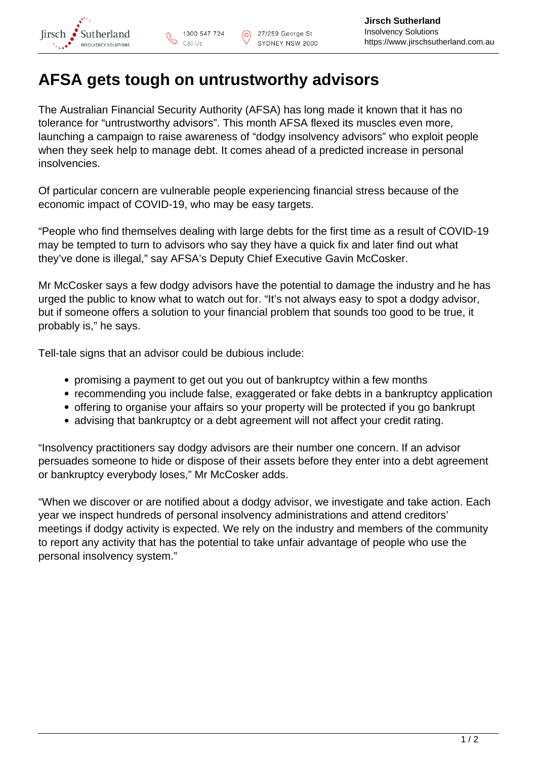# AFSA gets tough on untrustworthy advisors

The Australian Financial Security Authority (AFSA) has long made it known that it has no tolerance for "untrustworthy advisors". This month AFSA flexed its muscles even more, launching a campaign to raise awareness of "dodgy insolvency advisors" who exploit people when they seek help to manage debt. It comes ahead of a predicted increase in personal insolvencies.

Of particular concern are vulnerable people experiencing financial stress because of the economic impact of COVID-19, who may be easy targets.

"People who find themselves dealing with large debts for the first time as a result of COVID-19 may be tempted to turn to advisors who say they have a quick fix and later find out what they've done is illegal," say AFSA's Deputy Chief Executive Gavin McCosker.

Mr McCosker says a few dodgy advisors have the potential to damage the industry and he has urged the public to know what to watch out for. "It's not always easy to spot a dodgy advisor, but if someone offers a solution to your financial problem that sounds too good to be true, it probably is," he says.

Tell-tale signs that an advisor could be dubious include:

- promising a payment to get out you out of bankruptcy within a few months
- recommending you include false, exaggerated or fake debts in a bankruptcy application
- offering to organise your affairs so your property will be protected if you go bankrupt
- advising that bankruptcy or a debt agreement will not affect your credit rating.

"Insolvency practitioners say dodgy advisors are their number one concern. If an advisor persuades someone to hide or dispose of their assets before they enter into a debt agreement or bankruptcy everybody loses," Mr McCosker adds.

"When we discover or are notified about a dodgy advisor, we investigate and take action. Each year we inspect hundreds of personal insolvency administrations and attend creditors' meetings if dodgy activity is expected. We rely on the industry and members of the community to report any activity that has the potential to take unfair advantage of people who use the personal insolvency system."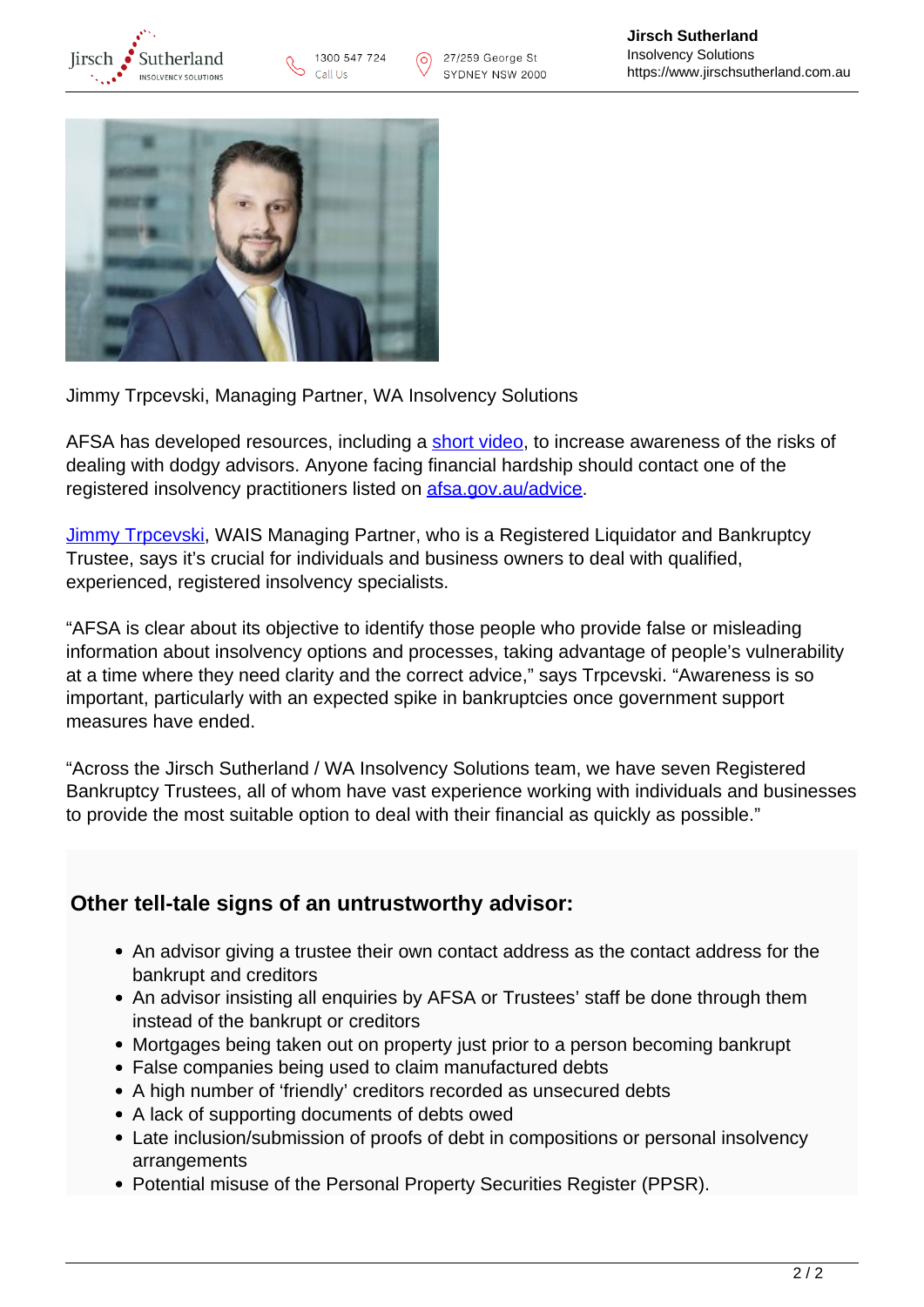Jimmy Trpcevski, Managing Partner, WA Insolvency Solutions

AFSA has developed resources, including a short video, to increase awareness of the risks of dealing with dodgy advisors. Anyone facing financial hardship should contact one of the registered insolvency practitioners listed on afsa.gov.au/advice.

Jimmy Trpcevski, WAIS Managing Partner, who is a Registered Liquidator and Bankruptcy Trustee, says it's crucial for individuals and business owners to deal with qualified, experienced, registered insolvency specialists.

"AFSA is clear about its objective to identify those people who provide false or misleading information about insolvency options and processes, taking advantage of people's vulnerability at a time where they need clarity and the correct advice," says Trpcevski. "Awareness is so important, particularly with an expected spike in bankruptcies once government support measures have ended.

"Across the Jirsch Sutherland / WA Insolvency Solutions team, we have seven Registered Bankruptcy Trustees, all of whom have vast experience working with individuals and businesses to provide the most suitable option to deal with their financial as quickly as possible."

### Other tell-tale signs of an untrustworthy advisor:

- An advisor giving a trustee their own contact address as the contact address for the bankrupt and creditors
- An advisor insisting all enquiries by AFSA or Trustees' staff be done through them instead of the bankrupt or creditors
- Mortgages being taken out on property just prior to a person becoming bankrupt
- False companies being used to claim manufactured debts
- A high number of 'friendly' creditors recorded as unsecured debts
- A lack of supporting documents of debts owed
- Late inclusion/submission of proofs of debt in compositions or personal insolvency arrangements
- Potential misuse of the Personal Property Securities Register (PPSR).